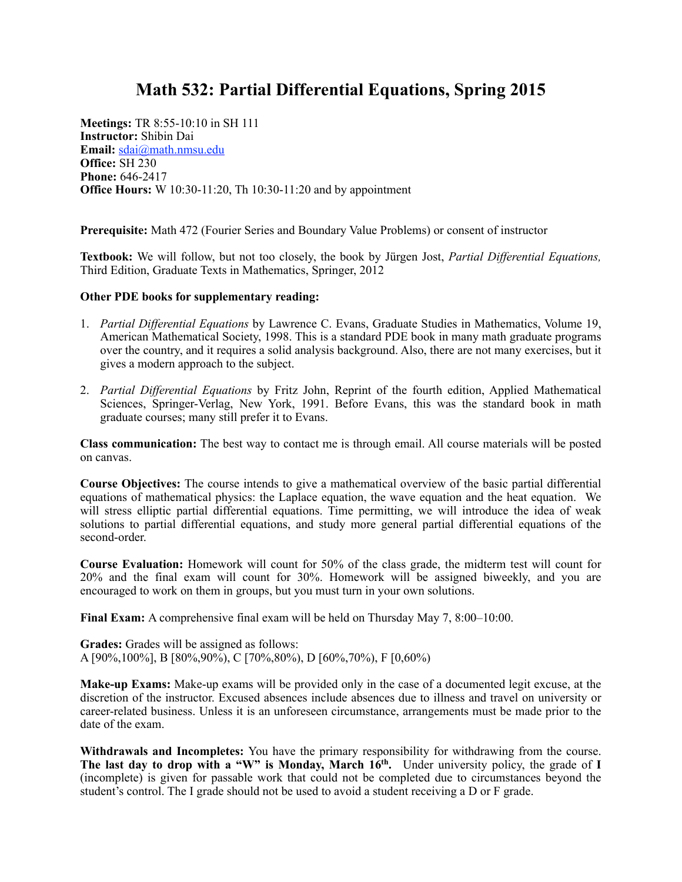# Math 532: Partial Differential Equations, Spring 2015

**Meetings:** TR 8:55-10:10 in SH 111
**Instructor:** Shibin Dai
**Email:** sdai@math.nmsu.edu
**Office:** SH 230
**Phone:** 646-2417
**Office Hours:** W 10:30-11:20, Th 10:30-11:20 and by appointment

**Prerequisite:** Math 472 (Fourier Series and Boundary Value Problems) or consent of instructor

**Textbook:** We will follow, but not too closely, the book by Jürgen Jost, *Partial Differential Equations,* Third Edition, Graduate Texts in Mathematics, Springer, 2012

**Other PDE books for supplementary reading:**

1. *Partial Differential Equations* by Lawrence C. Evans, Graduate Studies in Mathematics, Volume 19, American Mathematical Society, 1998. This is a standard PDE book in many math graduate programs over the country, and it requires a solid analysis background. Also, there are not many exercises, but it gives a modern approach to the subject.

2. *Partial Differential Equations* by Fritz John, Reprint of the fourth edition, Applied Mathematical Sciences, Springer-Verlag, New York, 1991. Before Evans, this was the standard book in math graduate courses; many still prefer it to Evans.

**Class communication:** The best way to contact me is through email. All course materials will be posted on canvas.

**Course Objectives:** The course intends to give a mathematical overview of the basic partial differential equations of mathematical physics: the Laplace equation, the wave equation and the heat equation. We will stress elliptic partial differential equations. Time permitting, we will introduce the idea of weak solutions to partial differential equations, and study more general partial differential equations of the second-order.

**Course Evaluation:** Homework will count for 50% of the class grade, the midterm test will count for 20% and the final exam will count for 30%. Homework will be assigned biweekly, and you are encouraged to work on them in groups, but you must turn in your own solutions.

**Final Exam:** A comprehensive final exam will be held on Thursday May 7, 8:00–10:00.

**Grades:** Grades will be assigned as follows:
A [90%,100%], B [80%,90%), C [70%,80%), D [60%,70%), F [0,60%)

**Make-up Exams:** Make-up exams will be provided only in the case of a documented legit excuse, at the discretion of the instructor. Excused absences include absences due to illness and travel on university or career-related business. Unless it is an unforeseen circumstance, arrangements must be made prior to the date of the exam.

**Withdrawals and Incompletes:** You have the primary responsibility for withdrawing from the course. **The last day to drop with a "W" is Monday, March 16th.** Under university policy, the grade of **I** (incomplete) is given for passable work that could not be completed due to circumstances beyond the student's control. The I grade should not be used to avoid a student receiving a D or F grade.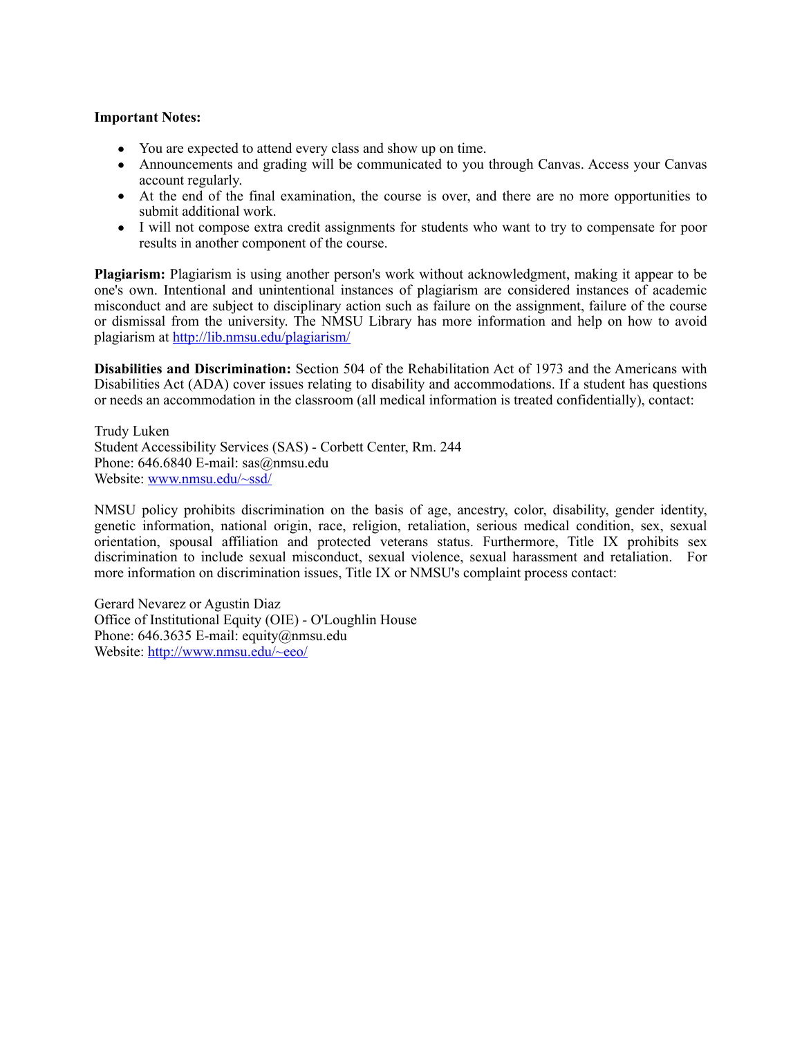**Important Notes:**

- You are expected to attend every class and show up on time.
- Announcements and grading will be communicated to you through Canvas. Access your Canvas account regularly.
- At the end of the final examination, the course is over, and there are no more opportunities to submit additional work.
- I will not compose extra credit assignments for students who want to try to compensate for poor results in another component of the course.

**Plagiarism:** Plagiarism is using another person's work without acknowledgment, making it appear to be one's own. Intentional and unintentional instances of plagiarism are considered instances of academic misconduct and are subject to disciplinary action such as failure on the assignment, failure of the course or dismissal from the university. The NMSU Library has more information and help on how to avoid plagiarism at http://lib.nmsu.edu/plagiarism/

**Disabilities and Discrimination:** Section 504 of the Rehabilitation Act of 1973 and the Americans with Disabilities Act (ADA) cover issues relating to disability and accommodations. If a student has questions or needs an accommodation in the classroom (all medical information is treated confidentially), contact:

Trudy Luken
Student Accessibility Services (SAS) - Corbett Center, Rm. 244
Phone: 646.6840 E-mail: sas@nmsu.edu
Website: www.nmsu.edu/~ssd/

NMSU policy prohibits discrimination on the basis of age, ancestry, color, disability, gender identity, genetic information, national origin, race, religion, retaliation, serious medical condition, sex, sexual orientation, spousal affiliation and protected veterans status. Furthermore, Title IX prohibits sex discrimination to include sexual misconduct, sexual violence, sexual harassment and retaliation. For more information on discrimination issues, Title IX or NMSU's complaint process contact:

Gerard Nevarez or Agustin Diaz
Office of Institutional Equity (OIE) - O'Loughlin House
Phone: 646.3635 E-mail: equity@nmsu.edu
Website: http://www.nmsu.edu/~eeo/